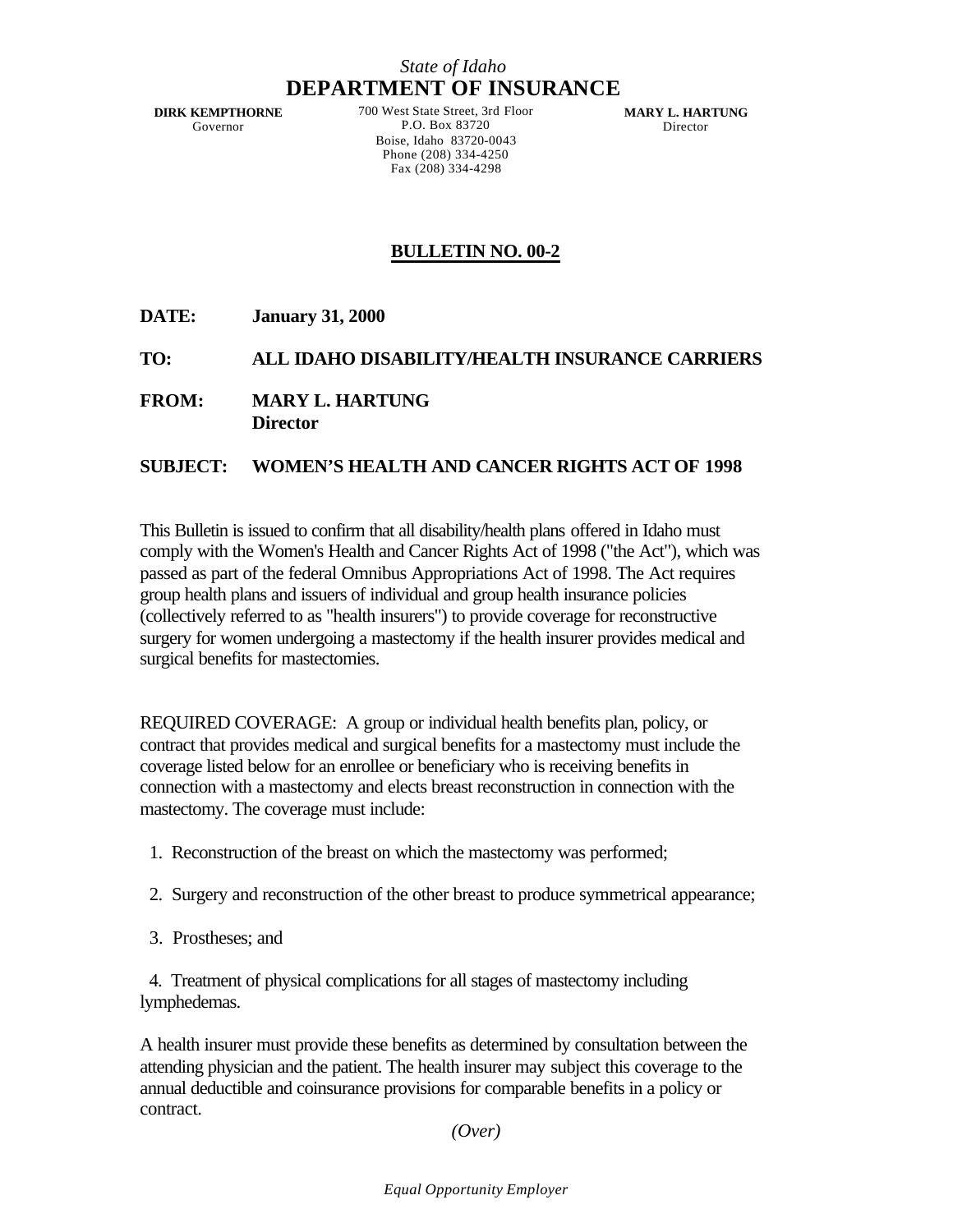*State of Idaho*

# DEPARTMENT OF INSURANCE

**DIRK KEMPTHORNE**
Governor

700 West State Street, 3rd Floor
P.O. Box 83720
Boise, Idaho 83720-0043
Phone (208) 334-4250
Fax (208) 334-4298

**MARY L. HARTUNG**
Director

## BULLETIN NO. 00-2

**DATE:** **January 31, 2000**

**TO:** **ALL IDAHO DISABILITY/HEALTH INSURANCE CARRIERS**

**FROM:** **MARY L. HARTUNG**
**Director**

**SUBJECT:** **WOMEN'S HEALTH AND CANCER RIGHTS ACT OF 1998**

This Bulletin is issued to confirm that all disability/health plans offered in Idaho must comply with the Women's Health and Cancer Rights Act of 1998 ("the Act"), which was passed as part of the federal Omnibus Appropriations Act of 1998. The Act requires group health plans and issuers of individual and group health insurance policies (collectively referred to as "health insurers") to provide coverage for reconstructive surgery for women undergoing a mastectomy if the health insurer provides medical and surgical benefits for mastectomies.

REQUIRED COVERAGE: A group or individual health benefits plan, policy, or contract that provides medical and surgical benefits for a mastectomy must include the coverage listed below for an enrollee or beneficiary who is receiving benefits in connection with a mastectomy and elects breast reconstruction in connection with the mastectomy. The coverage must include:

1. Reconstruction of the breast on which the mastectomy was performed;
2. Surgery and reconstruction of the other breast to produce symmetrical appearance;
3. Prostheses; and
4. Treatment of physical complications for all stages of mastectomy including lymphedemas.

A health insurer must provide these benefits as determined by consultation between the attending physician and the patient. The health insurer may subject this coverage to the annual deductible and coinsurance provisions for comparable benefits in a policy or contract.

*(Over)*

*Equal Opportunity Employer*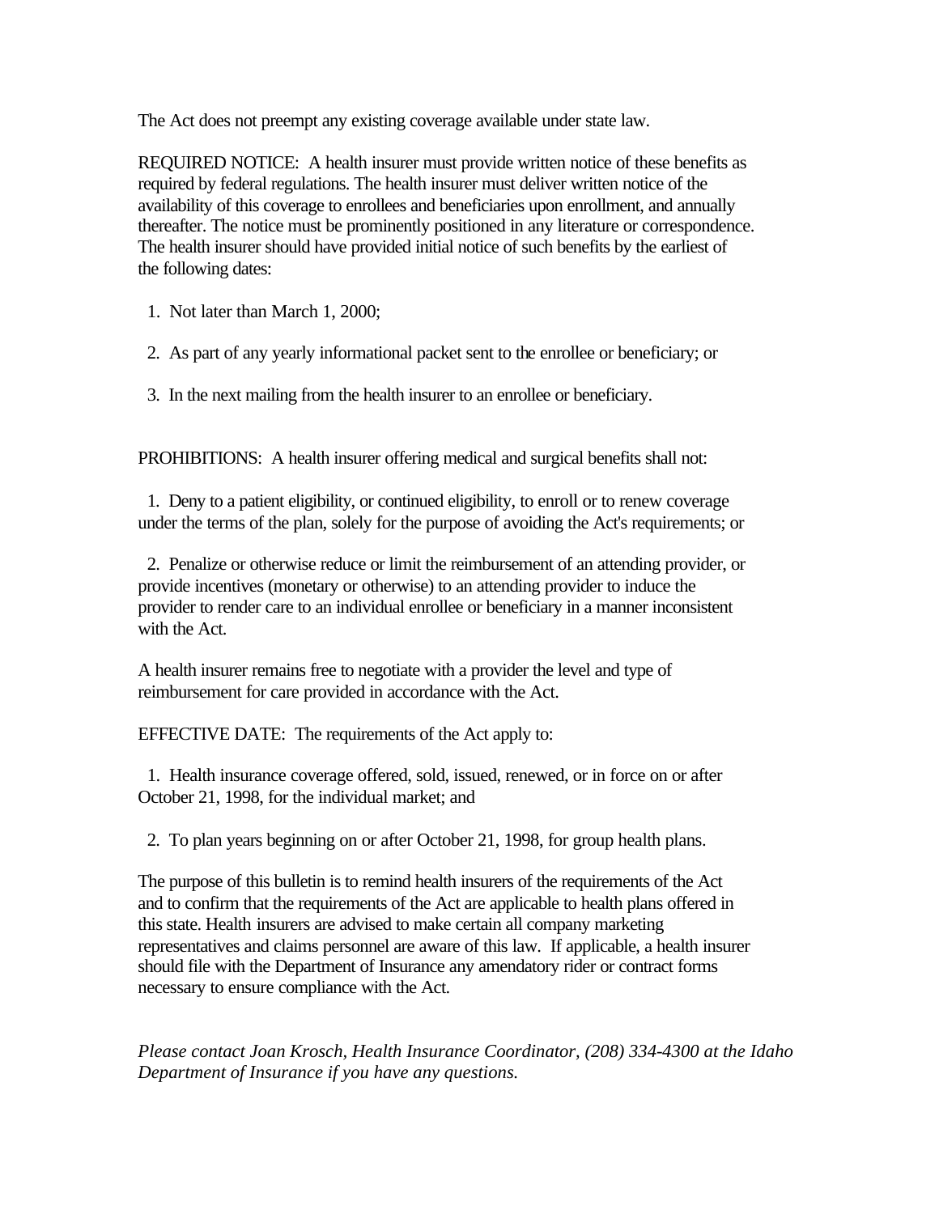The Act does not preempt any existing coverage available under state law.

REQUIRED NOTICE: A health insurer must provide written notice of these benefits as required by federal regulations. The health insurer must deliver written notice of the availability of this coverage to enrollees and beneficiaries upon enrollment, and annually thereafter. The notice must be prominently positioned in any literature or correspondence. The health insurer should have provided initial notice of such benefits by the earliest of the following dates:

1. Not later than March 1, 2000;

2. As part of any yearly informational packet sent to the enrollee or beneficiary; or

3. In the next mailing from the health insurer to an enrollee or beneficiary.

PROHIBITIONS: A health insurer offering medical and surgical benefits shall not:

1. Deny to a patient eligibility, or continued eligibility, to enroll or to renew coverage under the terms of the plan, solely for the purpose of avoiding the Act's requirements; or

2. Penalize or otherwise reduce or limit the reimbursement of an attending provider, or provide incentives (monetary or otherwise) to an attending provider to induce the provider to render care to an individual enrollee or beneficiary in a manner inconsistent with the Act.

A health insurer remains free to negotiate with a provider the level and type of reimbursement for care provided in accordance with the Act.

EFFECTIVE DATE: The requirements of the Act apply to:

1. Health insurance coverage offered, sold, issued, renewed, or in force on or after October 21, 1998, for the individual market; and

2. To plan years beginning on or after October 21, 1998, for group health plans.

The purpose of this bulletin is to remind health insurers of the requirements of the Act and to confirm that the requirements of the Act are applicable to health plans offered in this state. Health insurers are advised to make certain all company marketing representatives and claims personnel are aware of this law. If applicable, a health insurer should file with the Department of Insurance any amendatory rider or contract forms necessary to ensure compliance with the Act.

*Please contact Joan Krosch, Health Insurance Coordinator, (208) 334-4300 at the Idaho Department of Insurance if you have any questions.*